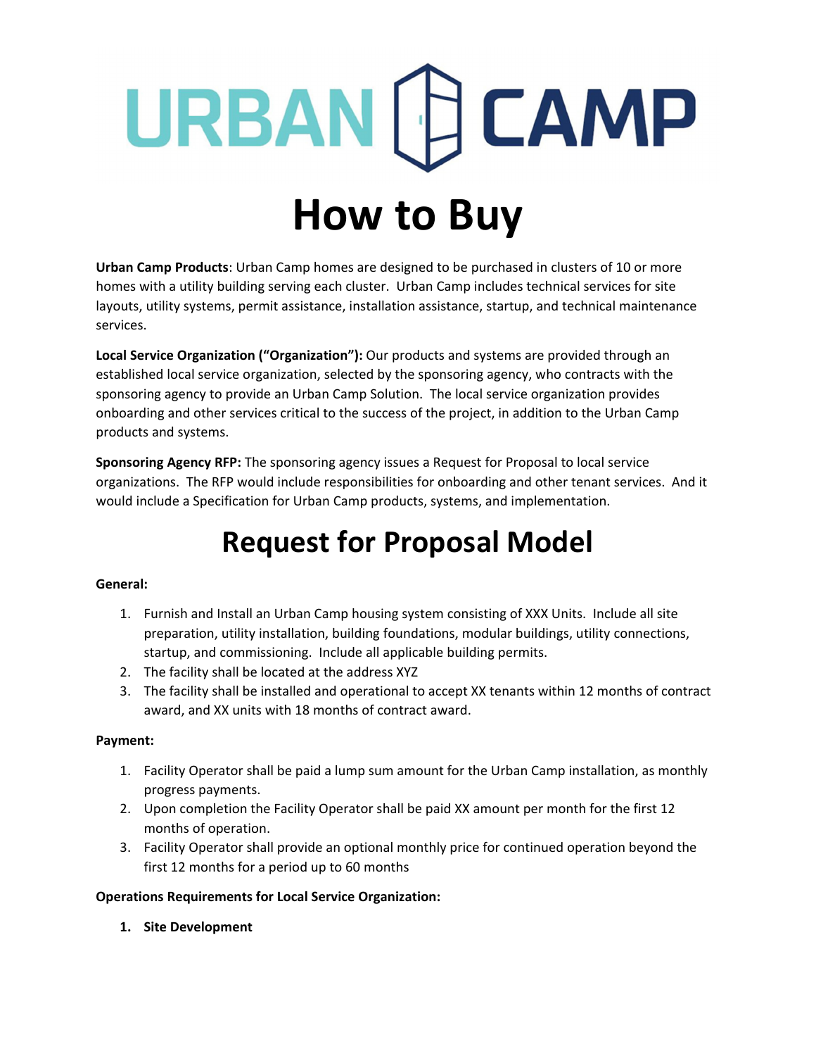# URBAN CAMP

# How to Buy

**Urban Camp Products**: Urban Camp homes are designed to be purchased in clusters of 10 or more homes with a utility building serving each cluster. Urban Camp includes technical services for site layouts, utility systems, permit assistance, installation assistance, startup, and technical maintenance services.

**Local Service Organization ("Organization"):** Our products and systems are provided through an established local service organization, selected by the sponsoring agency, who contracts with the sponsoring agency to provide an Urban Camp Solution. The local service organization provides onboarding and other services critical to the success of the project, in addition to the Urban Camp products and systems.

**Sponsoring Agency RFP:** The sponsoring agency issues a Request for Proposal to local service organizations. The RFP would include responsibilities for onboarding and other tenant services. And it would include a Specification for Urban Camp products, systems, and implementation.

# Request for Proposal Model

**General:**

1. Furnish and Install an Urban Camp housing system consisting of XXX Units. Include all site preparation, utility installation, building foundations, modular buildings, utility connections, startup, and commissioning. Include all applicable building permits.
2. The facility shall be located at the address XYZ
3. The facility shall be installed and operational to accept XX tenants within 12 months of contract award, and XX units with 18 months of contract award.

**Payment:**

1. Facility Operator shall be paid a lump sum amount for the Urban Camp installation, as monthly progress payments.
2. Upon completion the Facility Operator shall be paid XX amount per month for the first 12 months of operation.
3. Facility Operator shall provide an optional monthly price for continued operation beyond the first 12 months for a period up to 60 months

**Operations Requirements for Local Service Organization:**

1. **Site Development**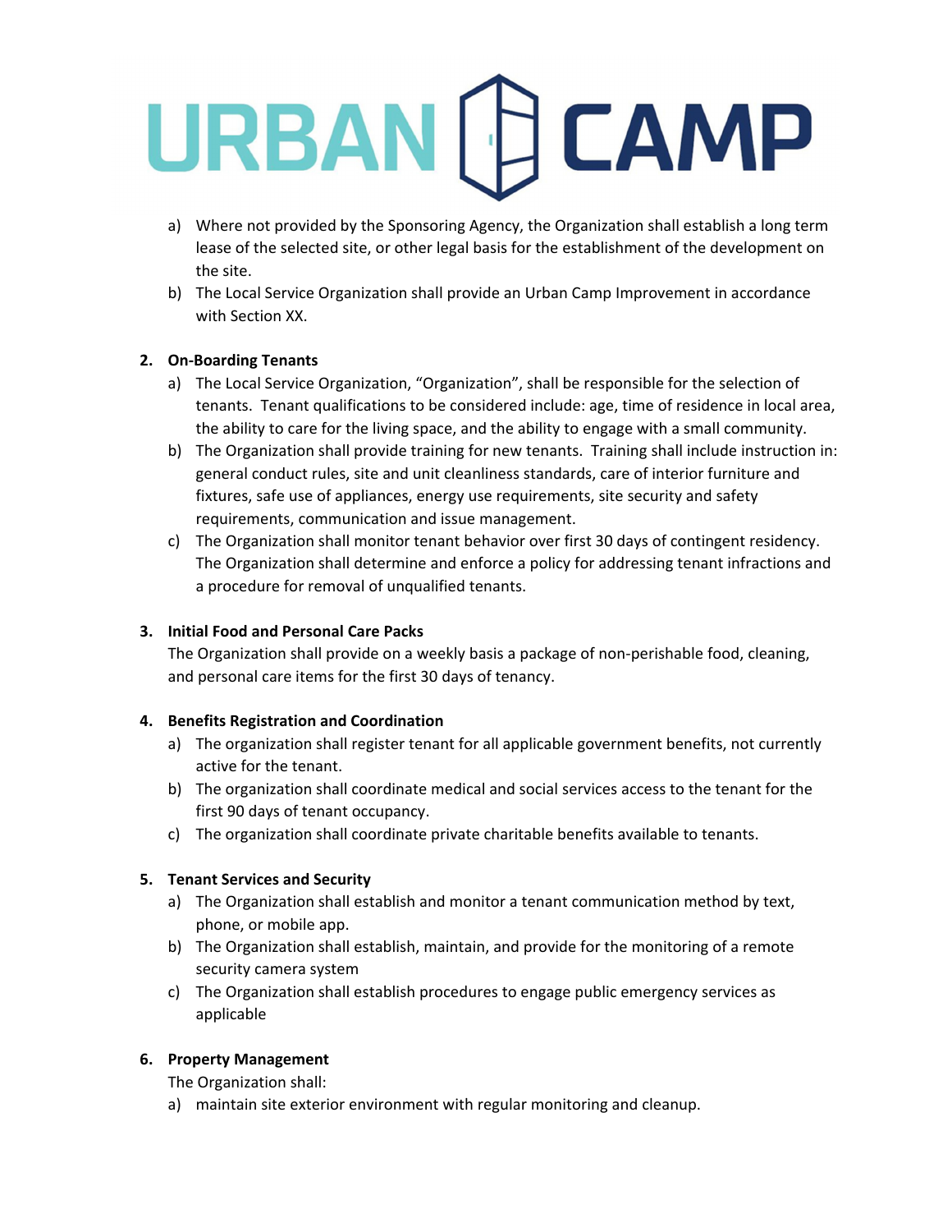a) Where not provided by the Sponsoring Agency, the Organization shall establish a long term lease of the selected site, or other legal basis for the establishment of the development on the site.

b) The Local Service Organization shall provide an Urban Camp Improvement in accordance with Section XX.

**2. On-Boarding Tenants**

a) The Local Service Organization, "Organization", shall be responsible for the selection of tenants. Tenant qualifications to be considered include: age, time of residence in local area, the ability to care for the living space, and the ability to engage with a small community.

b) The Organization shall provide training for new tenants. Training shall include instruction in: general conduct rules, site and unit cleanliness standards, care of interior furniture and fixtures, safe use of appliances, energy use requirements, site security and safety requirements, communication and issue management.

c) The Organization shall monitor tenant behavior over first 30 days of contingent residency. The Organization shall determine and enforce a policy for addressing tenant infractions and a procedure for removal of unqualified tenants.

**3. Initial Food and Personal Care Packs**

The Organization shall provide on a weekly basis a package of non-perishable food, cleaning, and personal care items for the first 30 days of tenancy.

**4. Benefits Registration and Coordination**

a) The organization shall register tenant for all applicable government benefits, not currently active for the tenant.

b) The organization shall coordinate medical and social services access to the tenant for the first 90 days of tenant occupancy.

c) The organization shall coordinate private charitable benefits available to tenants.

**5. Tenant Services and Security**

a) The Organization shall establish and monitor a tenant communication method by text, phone, or mobile app.

b) The Organization shall establish, maintain, and provide for the monitoring of a remote security camera system

c) The Organization shall establish procedures to engage public emergency services as applicable

**6. Property Management**

The Organization shall:

a) maintain site exterior environment with regular monitoring and cleanup.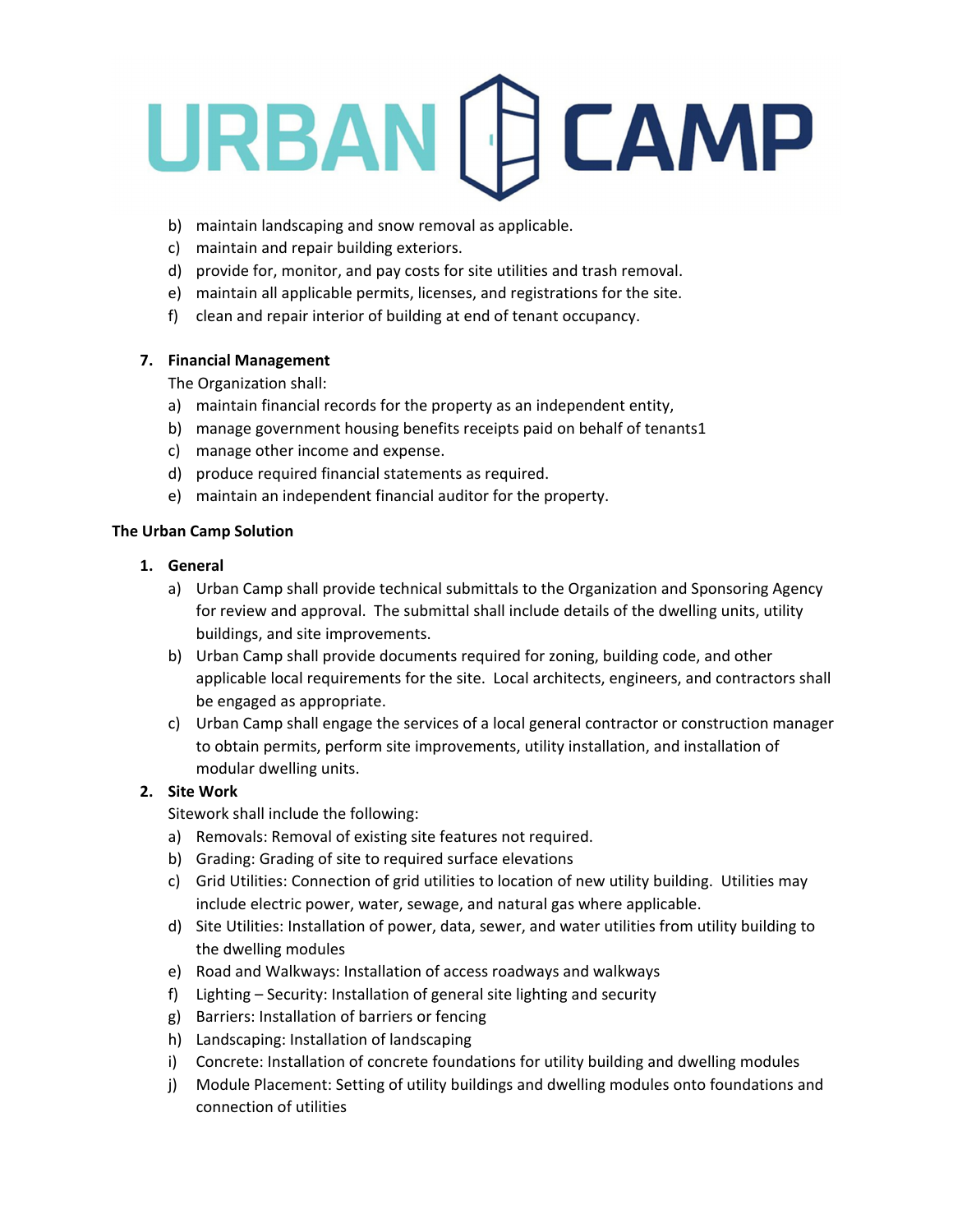b) maintain landscaping and snow removal as applicable.
c) maintain and repair building exteriors.
d) provide for, monitor, and pay costs for site utilities and trash removal.
e) maintain all applicable permits, licenses, and registrations for the site.
f) clean and repair interior of building at end of tenant occupancy.

**7. Financial Management**

The Organization shall:

a) maintain financial records for the property as an independent entity,
b) manage government housing benefits receipts paid on behalf of tenants[1]
c) manage other income and expense.
d) produce required financial statements as required.
e) maintain an independent financial auditor for the property.

**The Urban Camp Solution**

**1. General**

a) Urban Camp shall provide technical submittals to the Organization and Sponsoring Agency for review and approval. The submittal shall include details of the dwelling units, utility buildings, and site improvements.
b) Urban Camp shall provide documents required for zoning, building code, and other applicable local requirements for the site. Local architects, engineers, and contractors shall be engaged as appropriate.
c) Urban Camp shall engage the services of a local general contractor or construction manager to obtain permits, perform site improvements, utility installation, and installation of modular dwelling units.

**2. Site Work**

Sitework shall include the following:

a) Removals: Removal of existing site features not required.
b) Grading: Grading of site to required surface elevations
c) Grid Utilities: Connection of grid utilities to location of new utility building. Utilities may include electric power, water, sewage, and natural gas where applicable.
d) Site Utilities: Installation of power, data, sewer, and water utilities from utility building to the dwelling modules
e) Road and Walkways: Installation of access roadways and walkways
f) Lighting – Security: Installation of general site lighting and security
g) Barriers: Installation of barriers or fencing
h) Landscaping: Installation of landscaping
i) Concrete: Installation of concrete foundations for utility building and dwelling modules
j) Module Placement: Setting of utility buildings and dwelling modules onto foundations and connection of utilities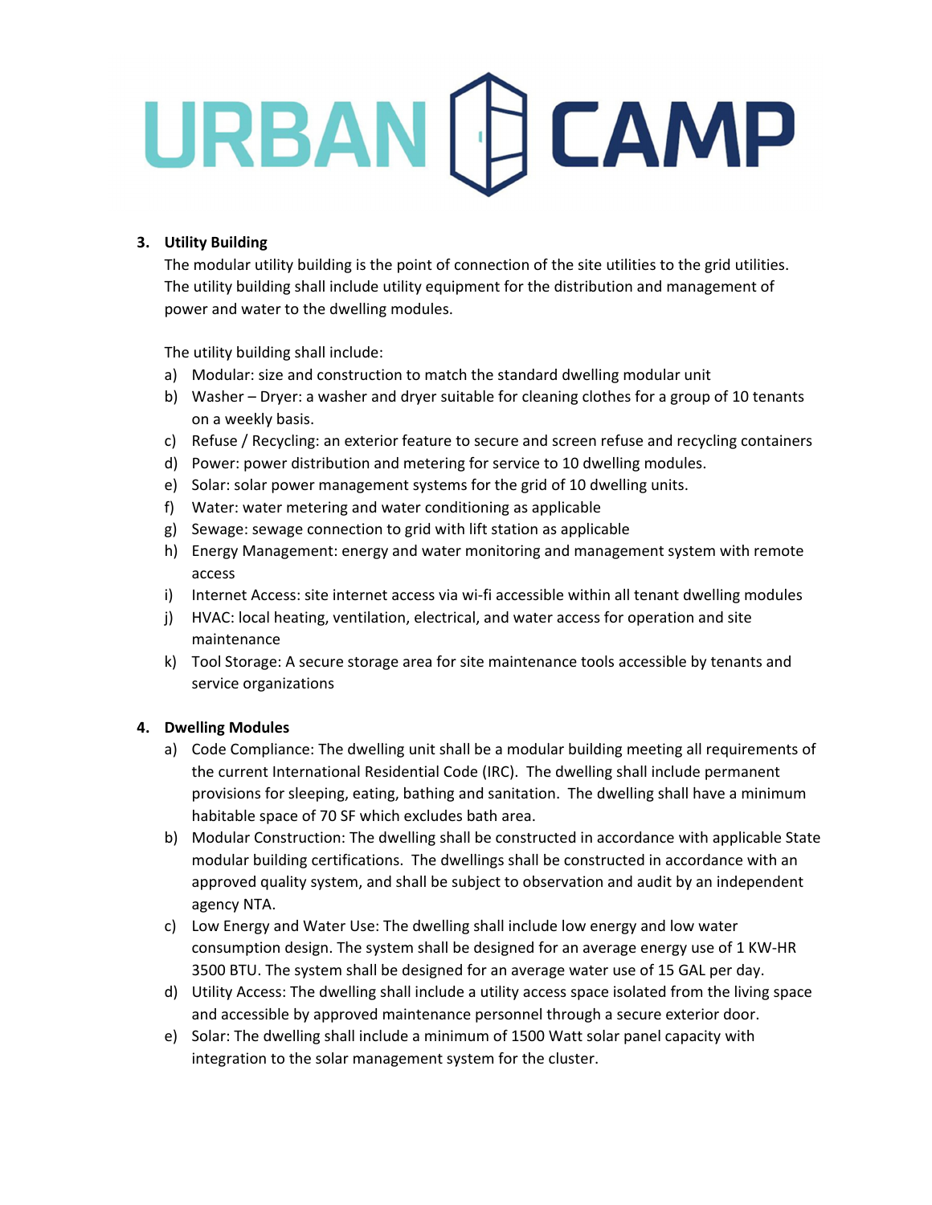**URBAN CAMP**

### 3. Utility Building

The modular utility building is the point of connection of the site utilities to the grid utilities. The utility building shall include utility equipment for the distribution and management of power and water to the dwelling modules.

The utility building shall include:

a) Modular: size and construction to match the standard dwelling modular unit
b) Washer – Dryer: a washer and dryer suitable for cleaning clothes for a group of 10 tenants on a weekly basis.
c) Refuse / Recycling: an exterior feature to secure and screen refuse and recycling containers
d) Power: power distribution and metering for service to 10 dwelling modules.
e) Solar: solar power management systems for the grid of 10 dwelling units.
f) Water: water metering and water conditioning as applicable
g) Sewage: sewage connection to grid with lift station as applicable
h) Energy Management: energy and water monitoring and management system with remote access
i) Internet Access: site internet access via wi-fi accessible within all tenant dwelling modules
j) HVAC: local heating, ventilation, electrical, and water access for operation and site maintenance
k) Tool Storage: A secure storage area for site maintenance tools accessible by tenants and service organizations

### 4. Dwelling Modules

a) Code Compliance: The dwelling unit shall be a modular building meeting all requirements of the current International Residential Code (IRC). The dwelling shall include permanent provisions for sleeping, eating, bathing and sanitation. The dwelling shall have a minimum habitable space of 70 SF which excludes bath area.
b) Modular Construction: The dwelling shall be constructed in accordance with applicable State modular building certifications. The dwellings shall be constructed in accordance with an approved quality system, and shall be subject to observation and audit by an independent agency NTA.
c) Low Energy and Water Use: The dwelling shall include low energy and low water consumption design. The system shall be designed for an average energy use of 1 KW-HR 3500 BTU. The system shall be designed for an average water use of 15 GAL per day.
d) Utility Access: The dwelling shall include a utility access space isolated from the living space and accessible by approved maintenance personnel through a secure exterior door.
e) Solar: The dwelling shall include a minimum of 1500 Watt solar panel capacity with integration to the solar management system for the cluster.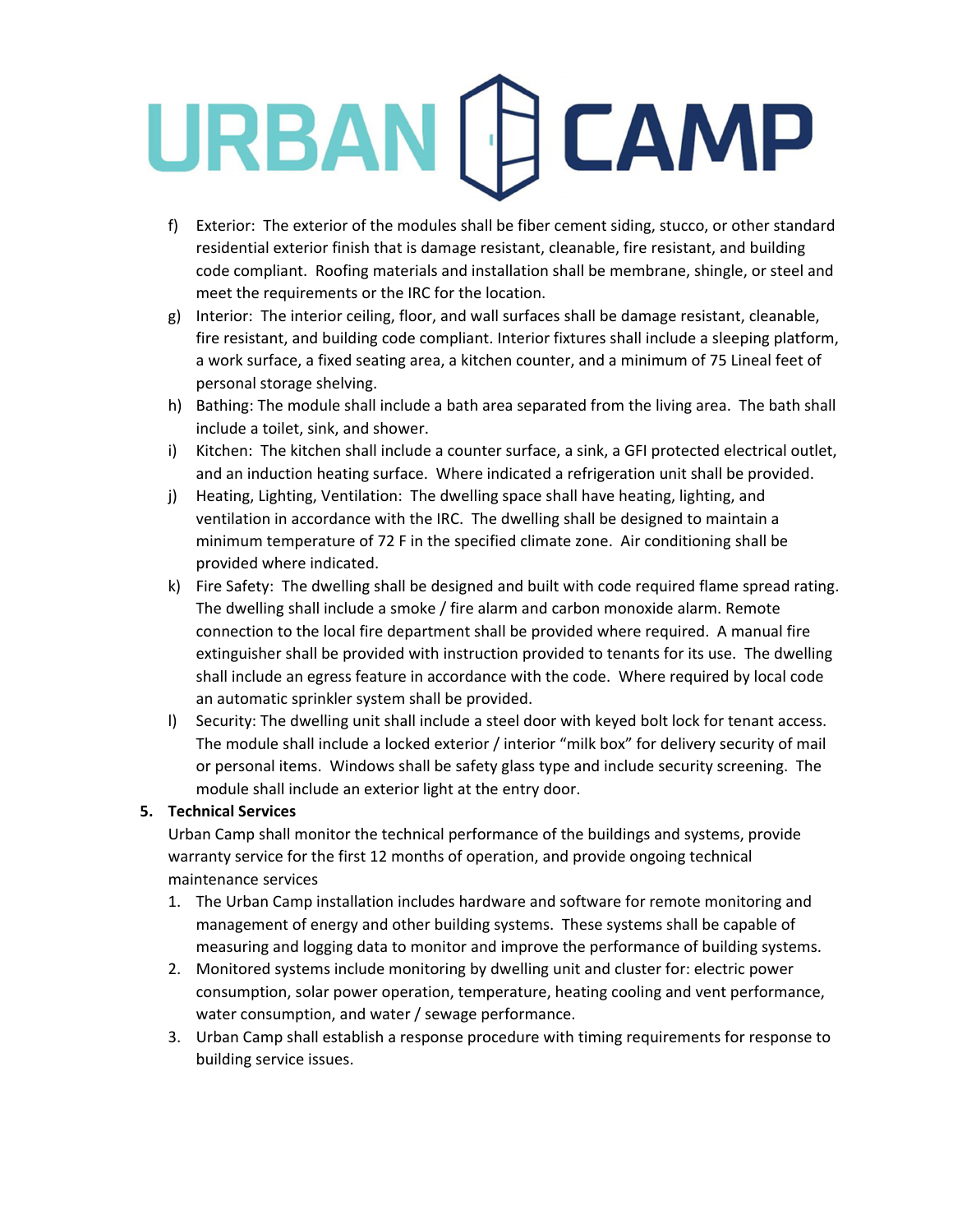f) Exterior: The exterior of the modules shall be fiber cement siding, stucco, or other standard residential exterior finish that is damage resistant, cleanable, fire resistant, and building code compliant. Roofing materials and installation shall be membrane, shingle, or steel and meet the requirements or the IRC for the location.

g) Interior: The interior ceiling, floor, and wall surfaces shall be damage resistant, cleanable, fire resistant, and building code compliant. Interior fixtures shall include a sleeping platform, a work surface, a fixed seating area, a kitchen counter, and a minimum of 75 Lineal feet of personal storage shelving.

h) Bathing: The module shall include a bath area separated from the living area. The bath shall include a toilet, sink, and shower.

i) Kitchen: The kitchen shall include a counter surface, a sink, a GFI protected electrical outlet, and an induction heating surface. Where indicated a refrigeration unit shall be provided.

j) Heating, Lighting, Ventilation: The dwelling space shall have heating, lighting, and ventilation in accordance with the IRC. The dwelling shall be designed to maintain a minimum temperature of 72 F in the specified climate zone. Air conditioning shall be provided where indicated.

k) Fire Safety: The dwelling shall be designed and built with code required flame spread rating. The dwelling shall include a smoke / fire alarm and carbon monoxide alarm. Remote connection to the local fire department shall be provided where required. A manual fire extinguisher shall be provided with instruction provided to tenants for its use. The dwelling shall include an egress feature in accordance with the code. Where required by local code an automatic sprinkler system shall be provided.

l) Security: The dwelling unit shall include a steel door with keyed bolt lock for tenant access. The module shall include a locked exterior / interior "milk box" for delivery security of mail or personal items. Windows shall be safety glass type and include security screening. The module shall include an exterior light at the entry door.

**5. Technical Services**

Urban Camp shall monitor the technical performance of the buildings and systems, provide warranty service for the first 12 months of operation, and provide ongoing technical maintenance services

1. The Urban Camp installation includes hardware and software for remote monitoring and management of energy and other building systems. These systems shall be capable of measuring and logging data to monitor and improve the performance of building systems.
2. Monitored systems include monitoring by dwelling unit and cluster for: electric power consumption, solar power operation, temperature, heating cooling and vent performance, water consumption, and water / sewage performance.
3. Urban Camp shall establish a response procedure with timing requirements for response to building service issues.